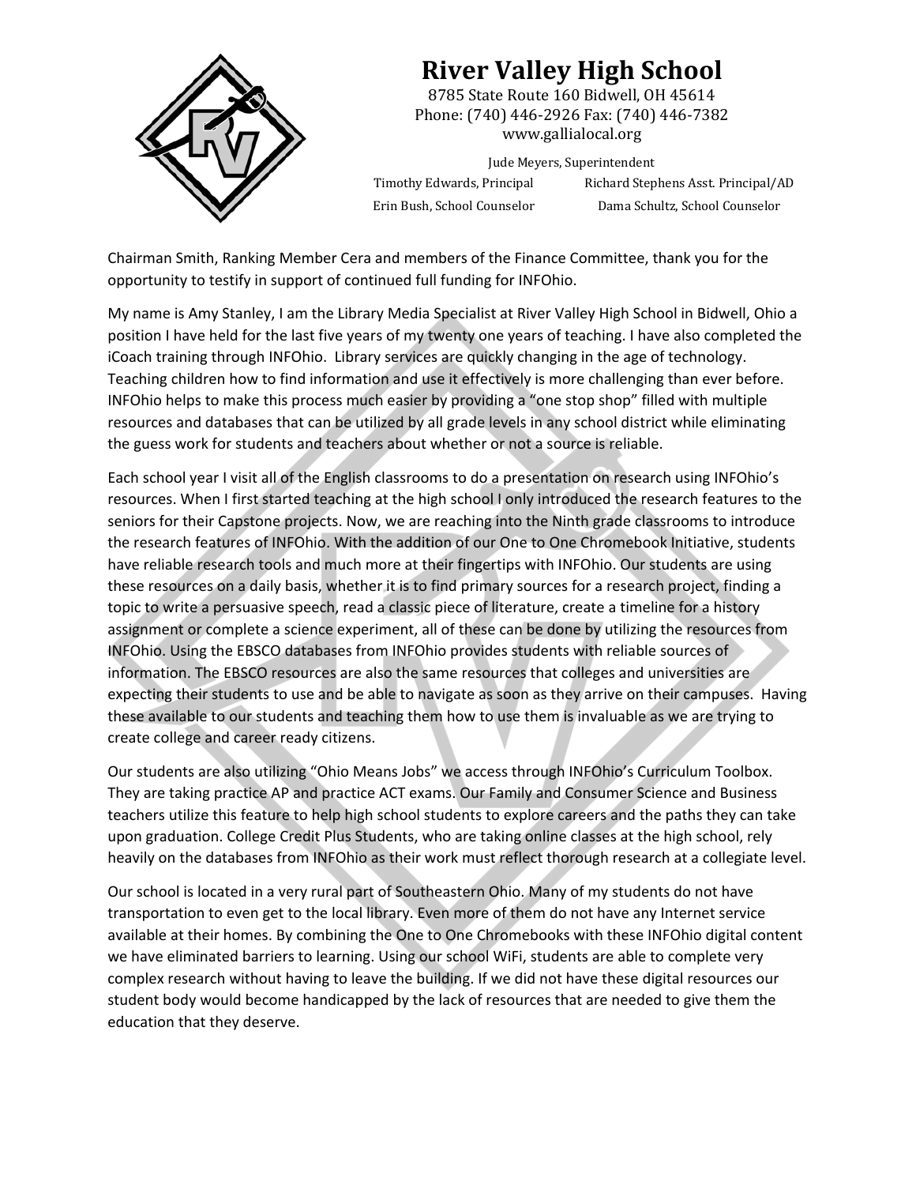# River Valley High School

8785 State Route 160 Bidwell, OH 45614
Phone: (740) 446-2926 Fax: (740) 446-7382
www.gallialocal.org

Jude Meyers, Superintendent

Timothy Edwards, Principal — Richard Stephens Asst. Principal/AD

Erin Bush, School Counselor — Dama Schultz, School Counselor

Chairman Smith, Ranking Member Cera and members of the Finance Committee, thank you for the opportunity to testify in support of continued full funding for INFOhio.

My name is Amy Stanley, I am the Library Media Specialist at River Valley High School in Bidwell, Ohio a position I have held for the last five years of my twenty one years of teaching. I have also completed the iCoach training through INFOhio. Library services are quickly changing in the age of technology. Teaching children how to find information and use it effectively is more challenging than ever before. INFOhio helps to make this process much easier by providing a "one stop shop" filled with multiple resources and databases that can be utilized by all grade levels in any school district while eliminating the guess work for students and teachers about whether or not a source is reliable.

Each school year I visit all of the English classrooms to do a presentation on research using INFOhio's resources. When I first started teaching at the high school I only introduced the research features to the seniors for their Capstone projects. Now, we are reaching into the Ninth grade classrooms to introduce the research features of INFOhio. With the addition of our One to One Chromebook Initiative, students have reliable research tools and much more at their fingertips with INFOhio. Our students are using these resources on a daily basis, whether it is to find primary sources for a research project, finding a topic to write a persuasive speech, read a classic piece of literature, create a timeline for a history assignment or complete a science experiment, all of these can be done by utilizing the resources from INFOhio. Using the EBSCO databases from INFOhio provides students with reliable sources of information. The EBSCO resources are also the same resources that colleges and universities are expecting their students to use and be able to navigate as soon as they arrive on their campuses. Having these available to our students and teaching them how to use them is invaluable as we are trying to create college and career ready citizens.

Our students are also utilizing "Ohio Means Jobs" we access through INFOhio's Curriculum Toolbox. They are taking practice AP and practice ACT exams. Our Family and Consumer Science and Business teachers utilize this feature to help high school students to explore careers and the paths they can take upon graduation. College Credit Plus Students, who are taking online classes at the high school, rely heavily on the databases from INFOhio as their work must reflect thorough research at a collegiate level.

Our school is located in a very rural part of Southeastern Ohio. Many of my students do not have transportation to even get to the local library. Even more of them do not have any Internet service available at their homes. By combining the One to One Chromebooks with these INFOhio digital content we have eliminated barriers to learning. Using our school WiFi, students are able to complete very complex research without having to leave the building. If we did not have these digital resources our student body would become handicapped by the lack of resources that are needed to give them the education that they deserve.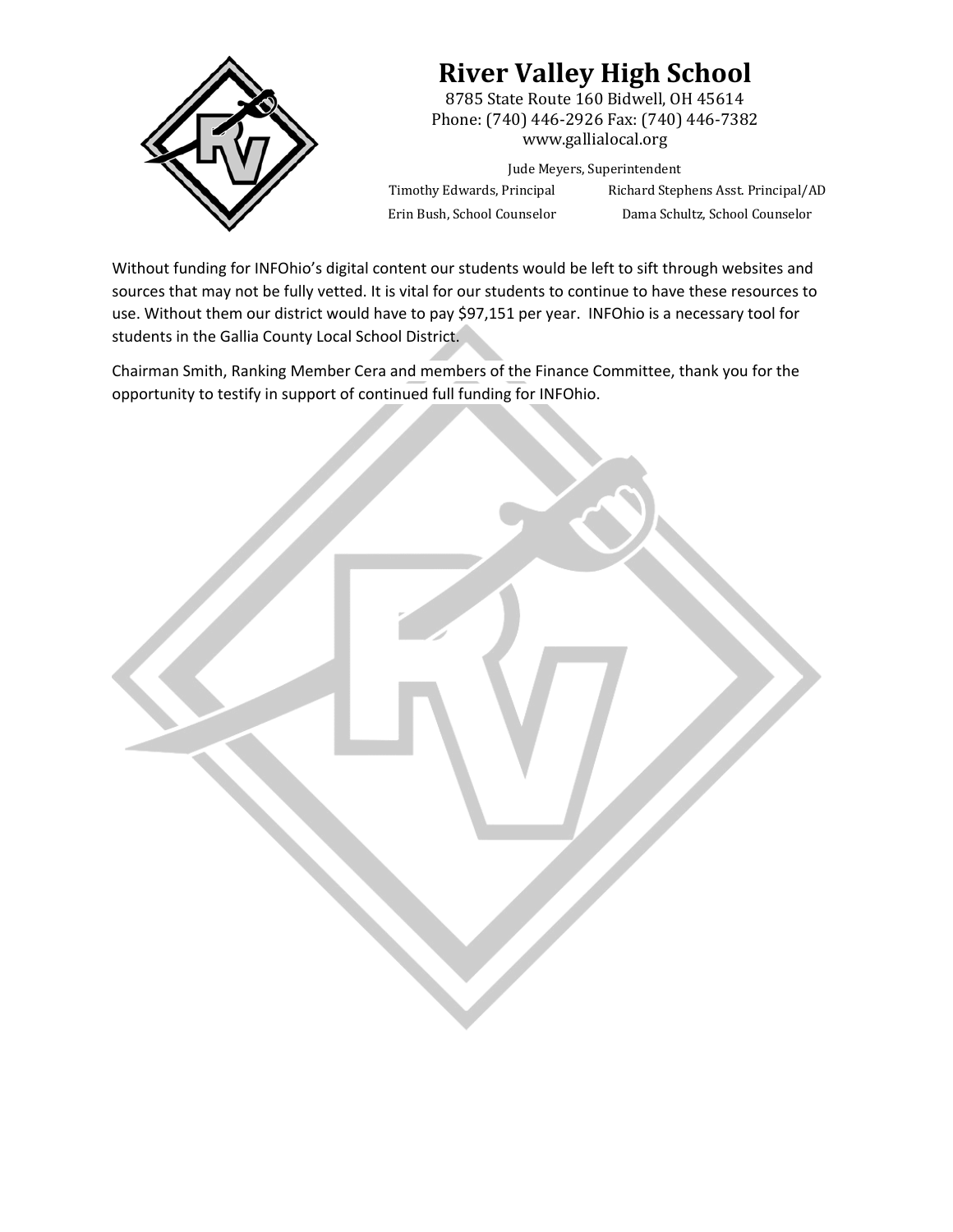# River Valley High School

8785 State Route 160 Bidwell, OH 45614
Phone: (740) 446-2926 Fax: (740) 446-7382
www.gallialocal.org

Jude Meyers, Superintendent

Timothy Edwards, Principal — Richard Stephens Asst. Principal/AD

Erin Bush, School Counselor — Dama Schultz, School Counselor

Without funding for INFOhio's digital content our students would be left to sift through websites and sources that may not be fully vetted. It is vital for our students to continue to have these resources to use. Without them our district would have to pay $97,151 per year. INFOhio is a necessary tool for students in the Gallia County Local School District.

Chairman Smith, Ranking Member Cera and members of the Finance Committee, thank you for the opportunity to testify in support of continued full funding for INFOhio.